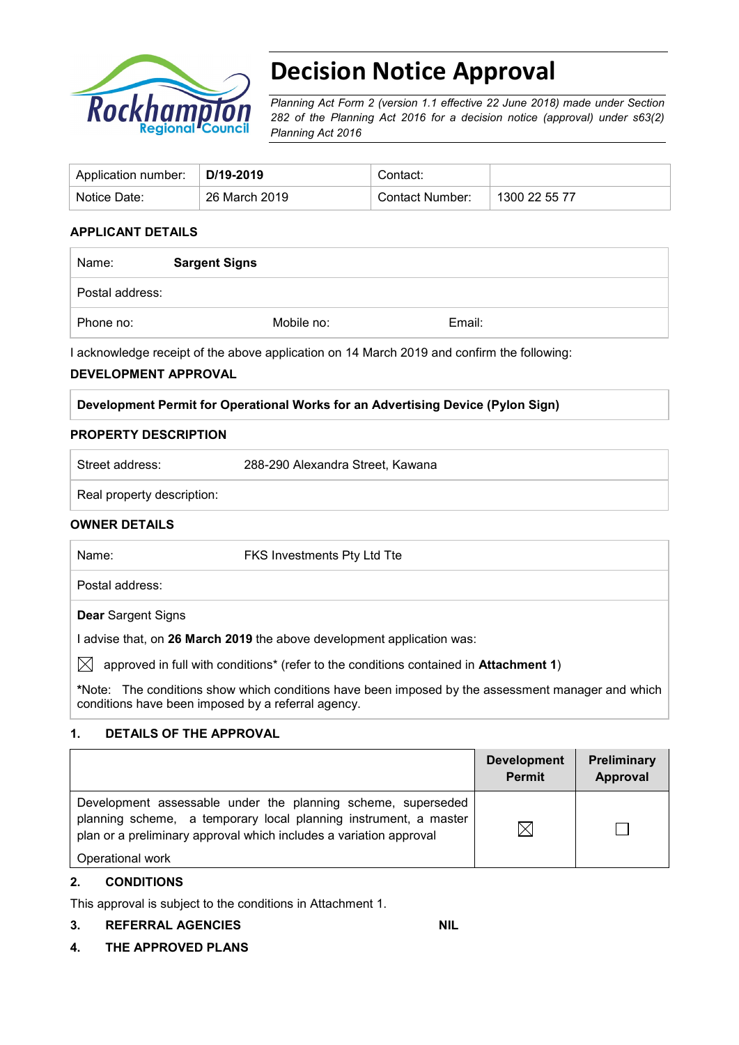# Decision Notice Approval

*Planning Act Form 2 (version 1.1 effective 22 June 2018) made under Section 282 of the Planning Act 2016 for a decision notice (approval) under s63(2) Planning Act 2016*

| Application number: | **D/19-2019** | Contact: | |
|---|---|---|---|
| Notice Date: | 26 March 2019 | Contact Number: | 1300 22 55 77 |

**APPLICANT DETAILS**

| Name: | **Sargent Signs** | |
|---|---|---|
| Postal address: | | |
| Phone no: | Mobile no: | Email: |

I acknowledge receipt of the above application on 14 March 2019 and confirm the following:

**DEVELOPMENT APPROVAL**

| **Development Permit for Operational Works for an Advertising Device (Pylon Sign)** |
|---|

**PROPERTY DESCRIPTION**

| Street address: | 288-290 Alexandra Street, Kawana |
|---|---|
| Real property description: | |

**OWNER DETAILS**

| Name: | FKS Investments Pty Ltd Tte |
|---|---|
| Postal address: | |

**Dear** Sargent Signs

I advise that, on **26 March 2019** the above development application was:

☒ approved in full with conditions* (refer to the conditions contained in **Attachment 1**)

***Note:** The conditions show which conditions have been imposed by the assessment manager and which conditions have been imposed by a referral agency.

**1. DETAILS OF THE APPROVAL**

| | **Development Permit** | **Preliminary Approval** |
|---|---|---|
| Development assessable under the planning scheme, superseded planning scheme, a temporary local planning instrument, a master plan or a preliminary approval which includes a variation approval<br>Operational work | ☒ | ☐ |

**2. CONDITIONS**

This approval is subject to the conditions in Attachment 1.

**3. REFERRAL AGENCIES** NIL

**4. THE APPROVED PLANS**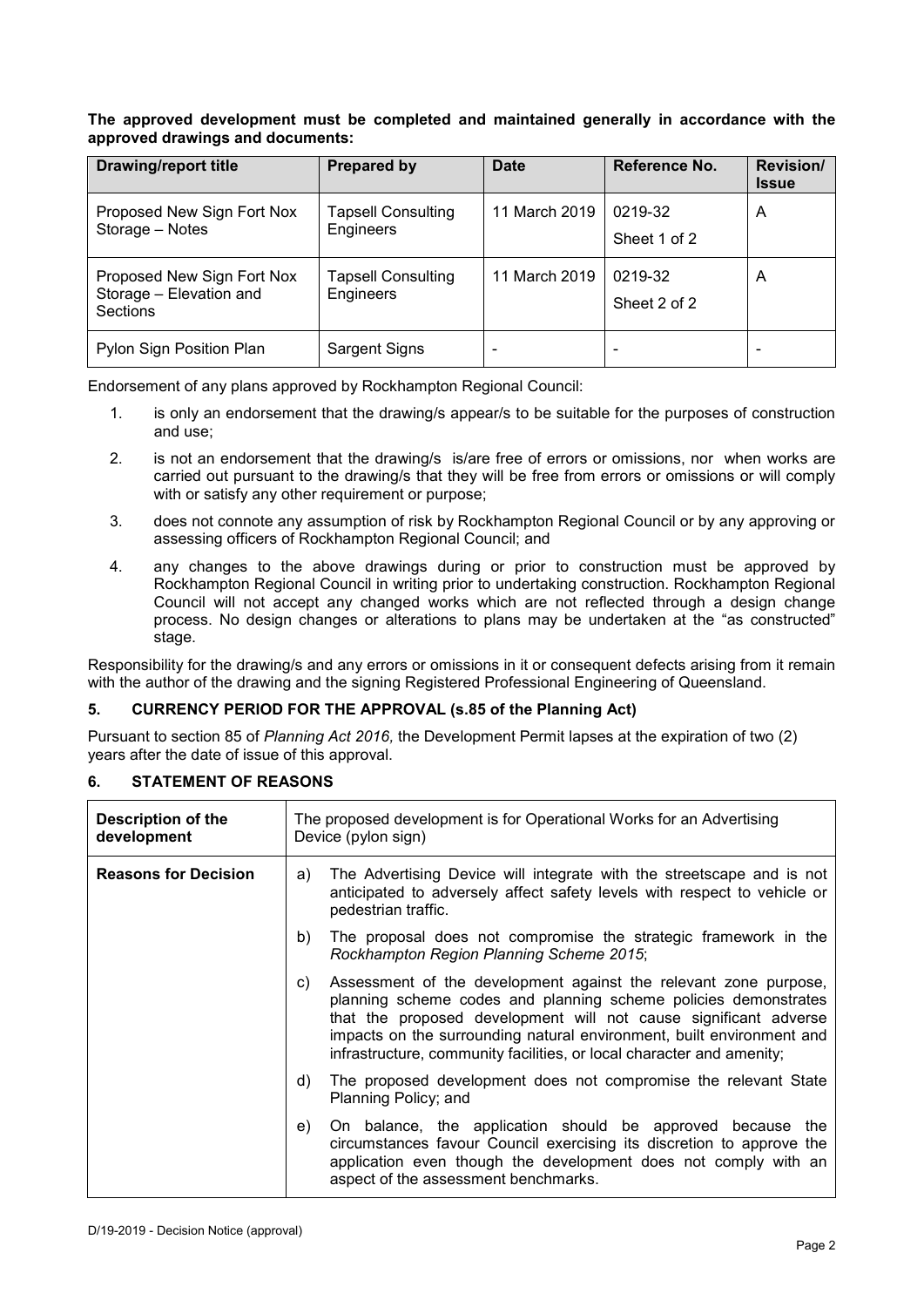**The approved development must be completed and maintained generally in accordance with the approved drawings and documents:**

| Drawing/report title | Prepared by | Date | Reference No. | Revision/ Issue |
|---|---|---|---|---|
| Proposed New Sign Fort Nox Storage – Notes | Tapsell Consulting Engineers | 11 March 2019 | 0219-32 Sheet 1 of 2 | A |
| Proposed New Sign Fort Nox Storage – Elevation and Sections | Tapsell Consulting Engineers | 11 March 2019 | 0219-32 Sheet 2 of 2 | A |
| Pylon Sign Position Plan | Sargent Signs | - | - | - |

Endorsement of any plans approved by Rockhampton Regional Council:

1. is only an endorsement that the drawing/s appear/s to be suitable for the purposes of construction and use;
2. is not an endorsement that the drawing/s is/are free of errors or omissions, nor when works are carried out pursuant to the drawing/s that they will be free from errors or omissions or will comply with or satisfy any other requirement or purpose;
3. does not connote any assumption of risk by Rockhampton Regional Council or by any approving or assessing officers of Rockhampton Regional Council; and
4. any changes to the above drawings during or prior to construction must be approved by Rockhampton Regional Council in writing prior to undertaking construction. Rockhampton Regional Council will not accept any changed works which are not reflected through a design change process. No design changes or alterations to plans may be undertaken at the "as constructed" stage.

Responsibility for the drawing/s and any errors or omissions in it or consequent defects arising from it remain with the author of the drawing and the signing Registered Professional Engineering of Queensland.

## 5. CURRENCY PERIOD FOR THE APPROVAL (s.85 of the Planning Act)

Pursuant to section 85 of *Planning Act 2016,* the Development Permit lapses at the expiration of two (2) years after the date of issue of this approval.

## 6. STATEMENT OF REASONS

| **Description of the development** | The proposed development is for Operational Works for an Advertising Device (pylon sign) |
|---|---|
| **Reasons for Decision** | a) The Advertising Device will integrate with the streetscape and is not anticipated to adversely affect safety levels with respect to vehicle or pedestrian traffic.<br>b) The proposal does not compromise the strategic framework in the *Rockhampton Region Planning Scheme 2015*;<br>c) Assessment of the development against the relevant zone purpose, planning scheme codes and planning scheme policies demonstrates that the proposed development will not cause significant adverse impacts on the surrounding natural environment, built environment and infrastructure, community facilities, or local character and amenity;<br>d) The proposed development does not compromise the relevant State Planning Policy; and<br>e) On balance, the application should be approved because the circumstances favour Council exercising its discretion to approve the application even though the development does not comply with an aspect of the assessment benchmarks. |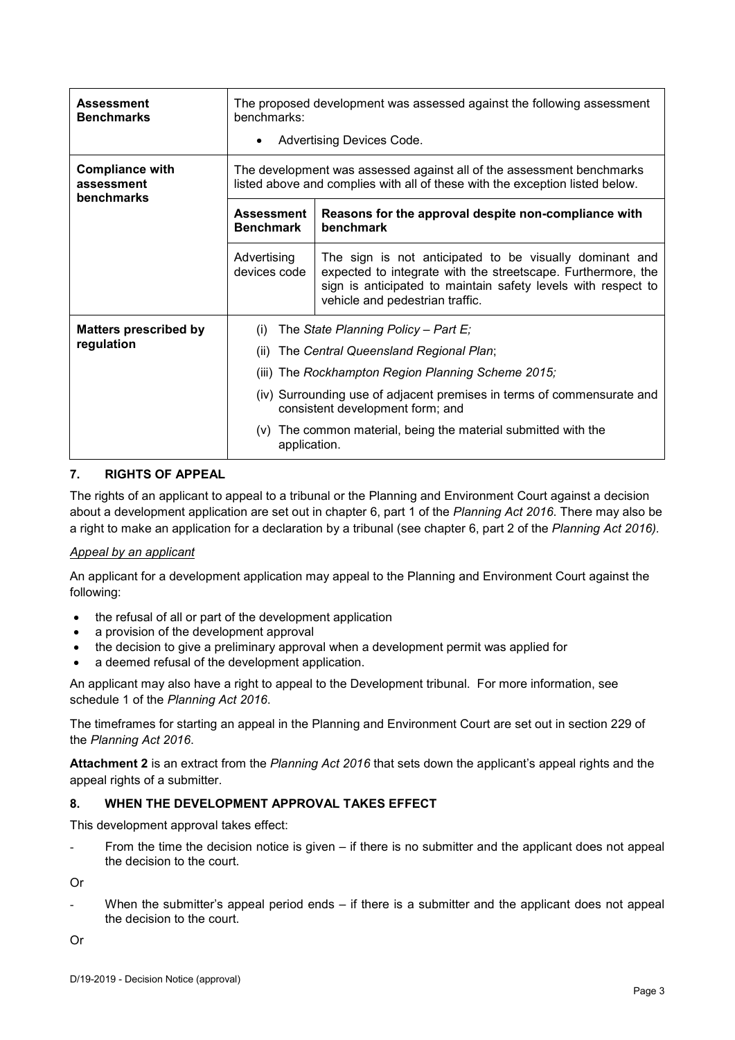| | | |
|---|---|---|
| **Assessment Benchmarks** | The proposed development was assessed against the following assessment benchmarks:<br>• Advertising Devices Code. | |
| **Compliance with assessment benchmarks** | The development was assessed against all of the assessment benchmarks listed above and complies with all of these with the exception listed below. | |
| | **Assessment Benchmark** | **Reasons for the approval despite non-compliance with benchmark** |
| | Advertising devices code | The sign is not anticipated to be visually dominant and expected to integrate with the streetscape. Furthermore, the sign is anticipated to maintain safety levels with respect to vehicle and pedestrian traffic. |
| **Matters prescribed by regulation** | (i) The *State Planning Policy – Part E;*<br>(ii) The *Central Queensland Regional Plan*;<br>(iii) The *Rockhampton Region Planning Scheme 2015;*<br>(iv) Surrounding use of adjacent premises in terms of commensurate and consistent development form; and<br>(v) The common material, being the material submitted with the application. | |

## 7. RIGHTS OF APPEAL

The rights of an applicant to appeal to a tribunal or the Planning and Environment Court against a decision about a development application are set out in chapter 6, part 1 of the *Planning Act 2016*. There may also be a right to make an application for a declaration by a tribunal (see chapter 6, part 2 of the *Planning Act 2016).*

*Appeal by an applicant*

An applicant for a development application may appeal to the Planning and Environment Court against the following:

- the refusal of all or part of the development application
- a provision of the development approval
- the decision to give a preliminary approval when a development permit was applied for
- a deemed refusal of the development application.

An applicant may also have a right to appeal to the Development tribunal. For more information, see schedule 1 of the *Planning Act 2016*.

The timeframes for starting an appeal in the Planning and Environment Court are set out in section 229 of the *Planning Act 2016*.

**Attachment 2** is an extract from the *Planning Act 2016* that sets down the applicant's appeal rights and the appeal rights of a submitter.

## 8. WHEN THE DEVELOPMENT APPROVAL TAKES EFFECT

This development approval takes effect:

- From the time the decision notice is given – if there is no submitter and the applicant does not appeal the decision to the court.

Or

- When the submitter's appeal period ends – if there is a submitter and the applicant does not appeal the decision to the court.

Or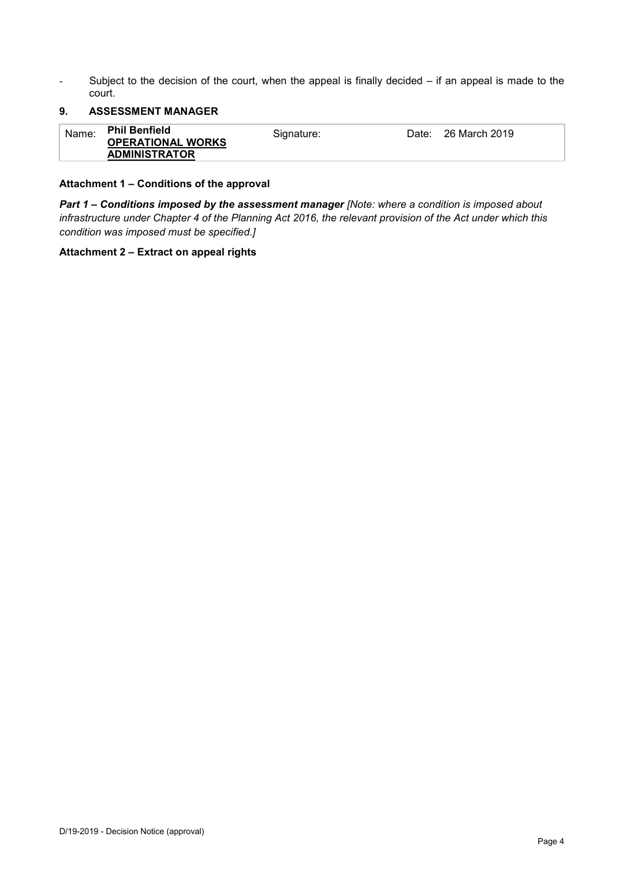- Subject to the decision of the court, when the appeal is finally decided – if an appeal is made to the court.

## 9. ASSESSMENT MANAGER

| Name: | **Phil Benfield** **OPERATIONAL WORKS ADMINISTRATOR** | Signature: | Date: | 26 March 2019 |
|---|---|---|---|---|

**Attachment 1 – Conditions of the approval**

***Part 1 – Conditions imposed by the assessment manager*** *[Note: where a condition is imposed about infrastructure under Chapter 4 of the Planning Act 2016, the relevant provision of the Act under which this condition was imposed must be specified.]*

**Attachment 2 – Extract on appeal rights**

D/19-2019 - Decision Notice (approval)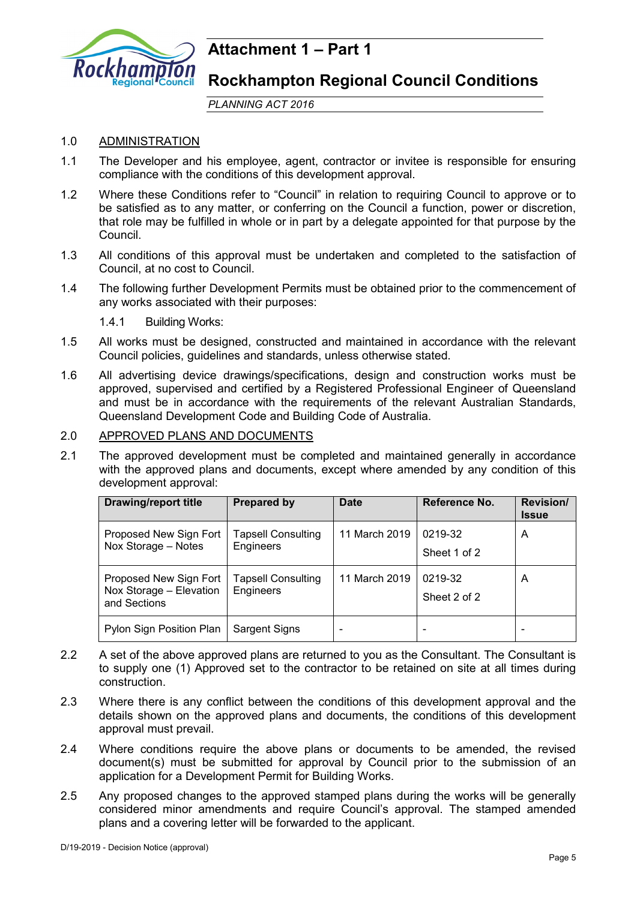# Attachment 1 – Part 1

# Rockhampton Regional Council Conditions

*PLANNING ACT 2016*

1.0 ADMINISTRATION

1.1 The Developer and his employee, agent, contractor or invitee is responsible for ensuring compliance with the conditions of this development approval.

1.2 Where these Conditions refer to "Council" in relation to requiring Council to approve or to be satisfied as to any matter, or conferring on the Council a function, power or discretion, that role may be fulfilled in whole or in part by a delegate appointed for that purpose by the Council.

1.3 All conditions of this approval must be undertaken and completed to the satisfaction of Council, at no cost to Council.

1.4 The following further Development Permits must be obtained prior to the commencement of any works associated with their purposes:

1.4.1 Building Works:

1.5 All works must be designed, constructed and maintained in accordance with the relevant Council policies, guidelines and standards, unless otherwise stated.

1.6 All advertising device drawings/specifications, design and construction works must be approved, supervised and certified by a Registered Professional Engineer of Queensland and must be in accordance with the requirements of the relevant Australian Standards, Queensland Development Code and Building Code of Australia.

2.0 APPROVED PLANS AND DOCUMENTS

2.1 The approved development must be completed and maintained generally in accordance with the approved plans and documents, except where amended by any condition of this development approval:

| Drawing/report title | Prepared by | Date | Reference No. | Revision/ Issue |
|---|---|---|---|---|
| Proposed New Sign Fort Nox Storage – Notes | Tapsell Consulting Engineers | 11 March 2019 | 0219-32 Sheet 1 of 2 | A |
| Proposed New Sign Fort Nox Storage – Elevation and Sections | Tapsell Consulting Engineers | 11 March 2019 | 0219-32 Sheet 2 of 2 | A |
| Pylon Sign Position Plan | Sargent Signs | - | - | - |

2.2 A set of the above approved plans are returned to you as the Consultant. The Consultant is to supply one (1) Approved set to the contractor to be retained on site at all times during construction.

2.3 Where there is any conflict between the conditions of this development approval and the details shown on the approved plans and documents, the conditions of this development approval must prevail.

2.4 Where conditions require the above plans or documents to be amended, the revised document(s) must be submitted for approval by Council prior to the submission of an application for a Development Permit for Building Works.

2.5 Any proposed changes to the approved stamped plans during the works will be generally considered minor amendments and require Council's approval. The stamped amended plans and a covering letter will be forwarded to the applicant.

D/19-2019 - Decision Notice (approval)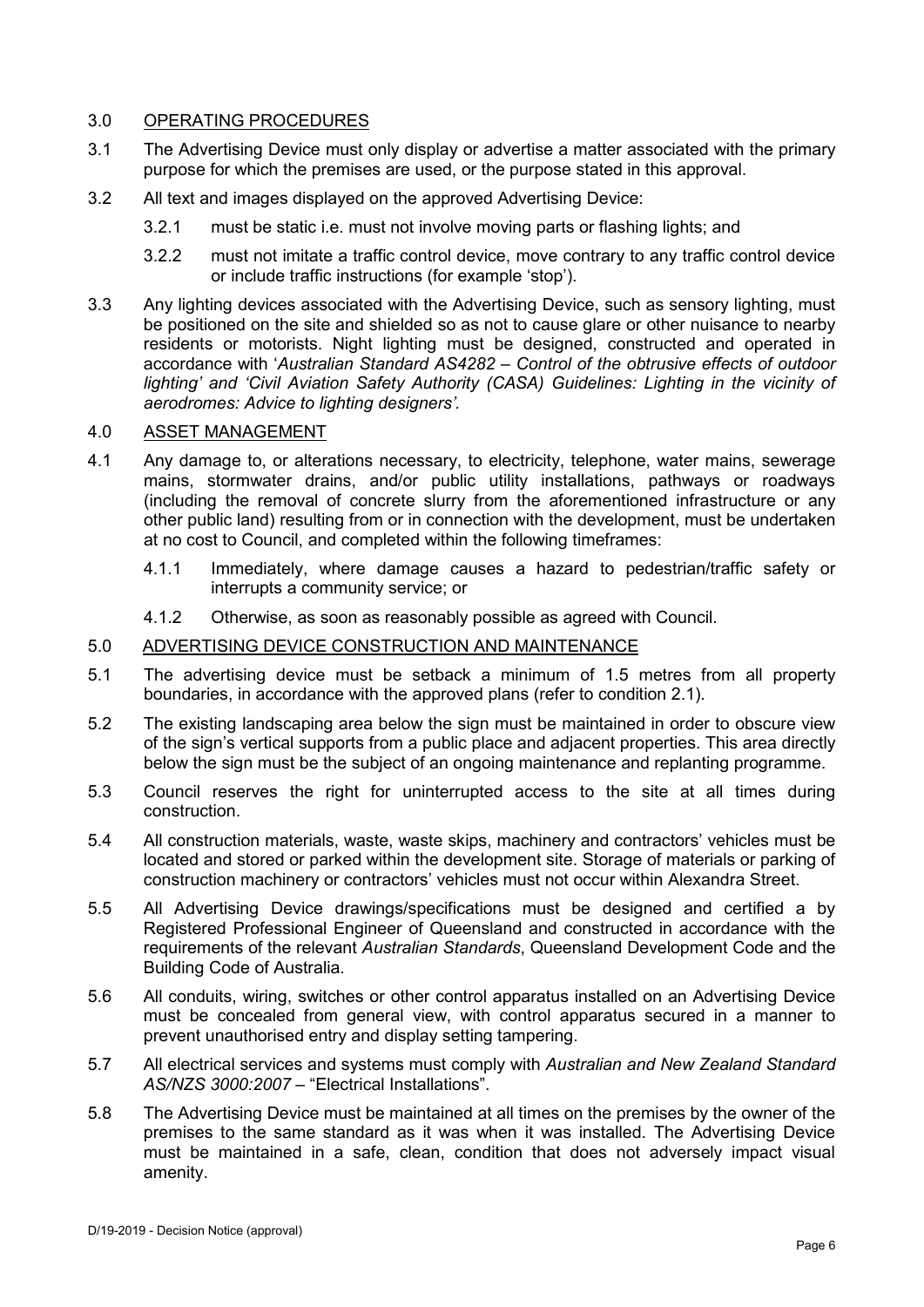## 3.0 OPERATING PROCEDURES

3.1 The Advertising Device must only display or advertise a matter associated with the primary purpose for which the premises are used, or the purpose stated in this approval.

3.2 All text and images displayed on the approved Advertising Device:

3.2.1 must be static i.e. must not involve moving parts or flashing lights; and

3.2.2 must not imitate a traffic control device, move contrary to any traffic control device or include traffic instructions (for example 'stop').

3.3 Any lighting devices associated with the Advertising Device, such as sensory lighting, must be positioned on the site and shielded so as not to cause glare or other nuisance to nearby residents or motorists. Night lighting must be designed, constructed and operated in accordance with '*Australian Standard AS4282 – Control of the obtrusive effects of outdoor lighting' and 'Civil Aviation Safety Authority (CASA) Guidelines: Lighting in the vicinity of aerodromes: Advice to lighting designers'*.

## 4.0 ASSET MANAGEMENT

4.1 Any damage to, or alterations necessary, to electricity, telephone, water mains, sewerage mains, stormwater drains, and/or public utility installations, pathways or roadways (including the removal of concrete slurry from the aforementioned infrastructure or any other public land) resulting from or in connection with the development, must be undertaken at no cost to Council, and completed within the following timeframes:

4.1.1 Immediately, where damage causes a hazard to pedestrian/traffic safety or interrupts a community service; or

4.1.2 Otherwise, as soon as reasonably possible as agreed with Council.

## 5.0 ADVERTISING DEVICE CONSTRUCTION AND MAINTENANCE

5.1 The advertising device must be setback a minimum of 1.5 metres from all property boundaries, in accordance with the approved plans (refer to condition 2.1).

5.2 The existing landscaping area below the sign must be maintained in order to obscure view of the sign's vertical supports from a public place and adjacent properties. This area directly below the sign must be the subject of an ongoing maintenance and replanting programme.

5.3 Council reserves the right for uninterrupted access to the site at all times during construction.

5.4 All construction materials, waste, waste skips, machinery and contractors' vehicles must be located and stored or parked within the development site. Storage of materials or parking of construction machinery or contractors' vehicles must not occur within Alexandra Street.

5.5 All Advertising Device drawings/specifications must be designed and certified a by Registered Professional Engineer of Queensland and constructed in accordance with the requirements of the relevant *Australian Standards*, Queensland Development Code and the Building Code of Australia.

5.6 All conduits, wiring, switches or other control apparatus installed on an Advertising Device must be concealed from general view, with control apparatus secured in a manner to prevent unauthorised entry and display setting tampering.

5.7 All electrical services and systems must comply with *Australian and New Zealand Standard AS/NZS 3000:2007* – "Electrical Installations".

5.8 The Advertising Device must be maintained at all times on the premises by the owner of the premises to the same standard as it was when it was installed. The Advertising Device must be maintained in a safe, clean, condition that does not adversely impact visual amenity.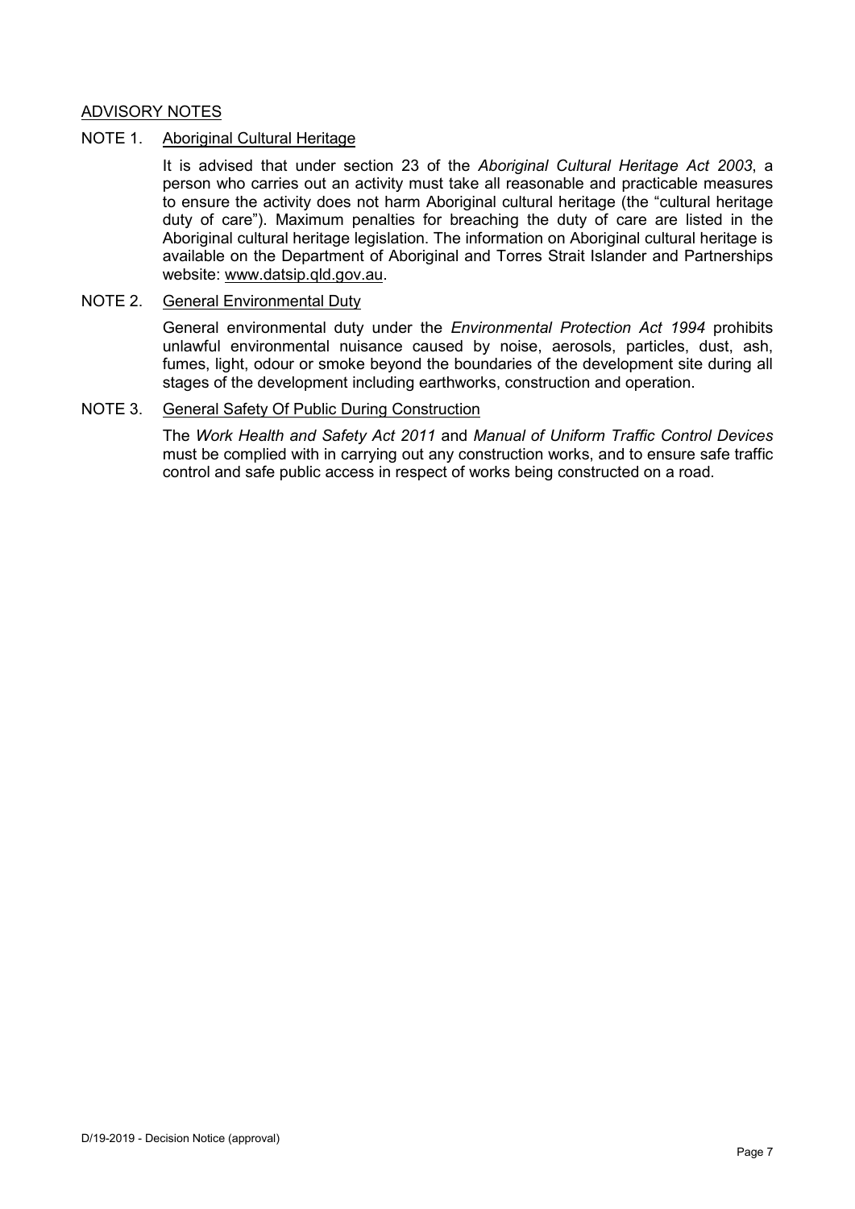## ADVISORY NOTES

### NOTE 1. Aboriginal Cultural Heritage

It is advised that under section 23 of the *Aboriginal Cultural Heritage Act 2003*, a person who carries out an activity must take all reasonable and practicable measures to ensure the activity does not harm Aboriginal cultural heritage (the "cultural heritage duty of care"). Maximum penalties for breaching the duty of care are listed in the Aboriginal cultural heritage legislation. The information on Aboriginal cultural heritage is available on the Department of Aboriginal and Torres Strait Islander and Partnerships website: www.datsip.qld.gov.au.

### NOTE 2. General Environmental Duty

General environmental duty under the *Environmental Protection Act 1994* prohibits unlawful environmental nuisance caused by noise, aerosols, particles, dust, ash, fumes, light, odour or smoke beyond the boundaries of the development site during all stages of the development including earthworks, construction and operation.

### NOTE 3. General Safety Of Public During Construction

The *Work Health and Safety Act 2011* and *Manual of Uniform Traffic Control Devices* must be complied with in carrying out any construction works, and to ensure safe traffic control and safe public access in respect of works being constructed on a road.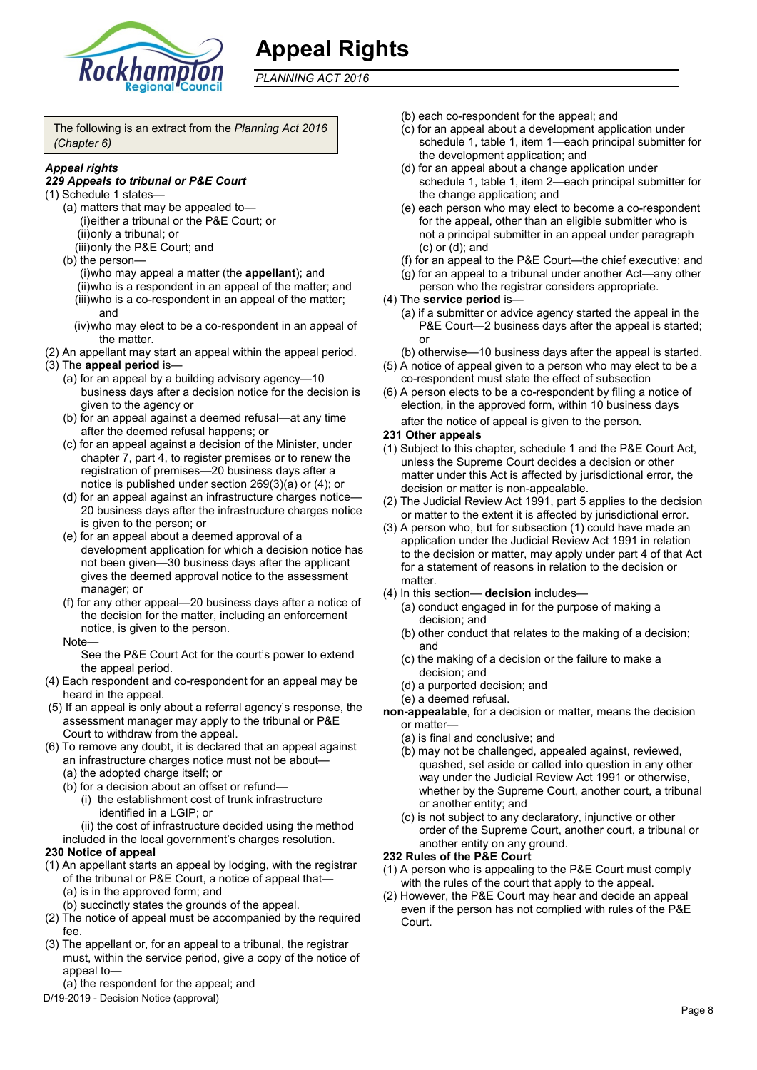# Appeal Rights

*PLANNING ACT 2016*

The following is an extract from the *Planning Act 2016 (Chapter 6)*

***Appeal rights***

***229 Appeals to tribunal or P&E Court***

(1) Schedule 1 states—

- (a) matters that may be appealed to—
  - (i) either a tribunal or the P&E Court; or
  - (ii) only a tribunal; or
  - (iii) only the P&E Court; and
- (b) the person—
  - (i) who may appeal a matter (the **appellant**); and
  - (ii) who is a respondent in an appeal of the matter; and
  - (iii) who is a co-respondent in an appeal of the matter; and
  - (iv) who may elect to be a co-respondent in an appeal of the matter.

(2) An appellant may start an appeal within the appeal period.

(3) The **appeal period** is—

- (a) for an appeal by a building advisory agency—10 business days after a decision notice for the decision is given to the agency or
- (b) for an appeal against a deemed refusal—at any time after the deemed refusal happens; or
- (c) for an appeal against a decision of the Minister, under chapter 7, part 4, to register premises or to renew the registration of premises—20 business days after a notice is published under section 269(3)(a) or (4); or
- (d) for an appeal against an infrastructure charges notice—20 business days after the infrastructure charges notice is given to the person; or
- (e) for an appeal about a deemed approval of a development application for which a decision notice has not been given—30 business days after the applicant gives the deemed approval notice to the assessment manager; or
- (f) for any other appeal—20 business days after a notice of the decision for the matter, including an enforcement notice, is given to the person.

Note—

See the P&E Court Act for the court's power to extend the appeal period.

(4) Each respondent and co-respondent for an appeal may be heard in the appeal.

(5) If an appeal is only about a referral agency's response, the assessment manager may apply to the tribunal or P&E Court to withdraw from the appeal.

(6) To remove any doubt, it is declared that an appeal against an infrastructure charges notice must not be about—

- (a) the adopted charge itself; or
- (b) for a decision about an offset or refund—
  - (i) the establishment cost of trunk infrastructure identified in a LGIP; or
  - (ii) the cost of infrastructure decided using the method

included in the local government's charges resolution.

**230 Notice of appeal**

(1) An appellant starts an appeal by lodging, with the registrar of the tribunal or P&E Court, a notice of appeal that—

- (a) is in the approved form; and
- (b) succinctly states the grounds of the appeal.

(2) The notice of appeal must be accompanied by the required fee.

(3) The appellant or, for an appeal to a tribunal, the registrar must, within the service period, give a copy of the notice of appeal to—

- (a) the respondent for the appeal; and
- (b) each co-respondent for the appeal; and
- (c) for an appeal about a development application under schedule 1, table 1, item 1—each principal submitter for the development application; and
- (d) for an appeal about a change application under schedule 1, table 1, item 2—each principal submitter for the change application; and
- (e) each person who may elect to become a co-respondent for the appeal, other than an eligible submitter who is not a principal submitter in an appeal under paragraph (c) or (d); and
- (f) for an appeal to the P&E Court—the chief executive; and
- (g) for an appeal to a tribunal under another Act—any other person who the registrar considers appropriate.

(4) The **service period** is—

- (a) if a submitter or advice agency started the appeal in the P&E Court—2 business days after the appeal is started; or
- (b) otherwise—10 business days after the appeal is started.

(5) A notice of appeal given to a person who may elect to be a co-respondent must state the effect of subsection

(6) A person elects to be a co-respondent by filing a notice of election, in the approved form, within 10 business days after the notice of appeal is given to the person.

**231 Other appeals**

(1) Subject to this chapter, schedule 1 and the P&E Court Act, unless the Supreme Court decides a decision or other matter under this Act is affected by jurisdictional error, the decision or matter is non-appealable.

(2) The Judicial Review Act 1991, part 5 applies to the decision or matter to the extent it is affected by jurisdictional error.

(3) A person who, but for subsection (1) could have made an application under the Judicial Review Act 1991 in relation to the decision or matter, may apply under part 4 of that Act for a statement of reasons in relation to the decision or matter.

(4) In this section— **decision** includes—

- (a) conduct engaged in for the purpose of making a decision; and
- (b) other conduct that relates to the making of a decision; and
- (c) the making of a decision or the failure to make a decision; and
- (d) a purported decision; and
- (e) a deemed refusal.

**non-appealable**, for a decision or matter, means the decision or matter—

- (a) is final and conclusive; and
- (b) may not be challenged, appealed against, reviewed, quashed, set aside or called into question in any other way under the Judicial Review Act 1991 or otherwise, whether by the Supreme Court, another court, a tribunal or another entity; and
- (c) is not subject to any declaratory, injunctive or other order of the Supreme Court, another court, a tribunal or another entity on any ground.

**232 Rules of the P&E Court**

(1) A person who is appealing to the P&E Court must comply with the rules of the court that apply to the appeal.

(2) However, the P&E Court may hear and decide an appeal even if the person has not complied with rules of the P&E Court.

D/19-2019 - Decision Notice (approval)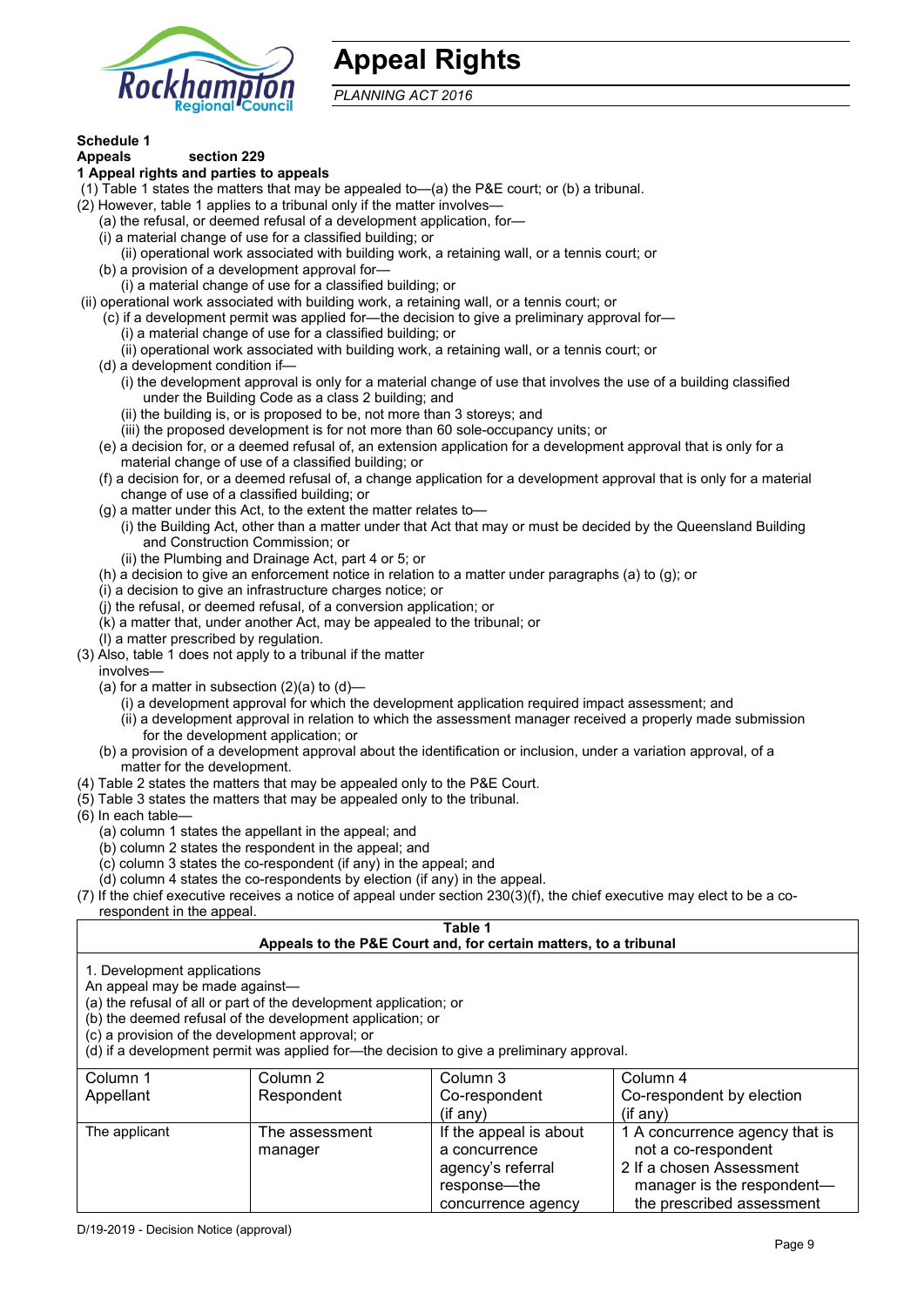# Appeal Rights

*PLANNING ACT 2016*

**Schedule 1**
**Appeals** section 229

**1 Appeal rights and parties to appeals**

(1) Table 1 states the matters that may be appealed to—(a) the P&E court; or (b) a tribunal.

(2) However, table 1 applies to a tribunal only if the matter involves—

(a) the refusal, or deemed refusal of a development application, for—

(i) a material change of use for a classified building; or

(ii) operational work associated with building work, a retaining wall, or a tennis court; or

(b) a provision of a development approval for—

(i) a material change of use for a classified building; or

(ii) operational work associated with building work, a retaining wall, or a tennis court; or

(c) if a development permit was applied for—the decision to give a preliminary approval for—

(i) a material change of use for a classified building; or

(ii) operational work associated with building work, a retaining wall, or a tennis court; or

(d) a development condition if—

(i) the development approval is only for a material change of use that involves the use of a building classified under the Building Code as a class 2 building; and

(ii) the building is, or is proposed to be, not more than 3 storeys; and

(iii) the proposed development is for not more than 60 sole-occupancy units; or

(e) a decision for, or a deemed refusal of, an extension application for a development approval that is only for a material change of use of a classified building; or

(f) a decision for, or a deemed refusal of, a change application for a development approval that is only for a material change of use of a classified building; or

(g) a matter under this Act, to the extent the matter relates to—

(i) the Building Act, other than a matter under that Act that may or must be decided by the Queensland Building and Construction Commission; or

(ii) the Plumbing and Drainage Act, part 4 or 5; or

(h) a decision to give an enforcement notice in relation to a matter under paragraphs (a) to (g); or

(i) a decision to give an infrastructure charges notice; or

(j) the refusal, or deemed refusal, of a conversion application; or

(k) a matter that, under another Act, may be appealed to the tribunal; or

(l) a matter prescribed by regulation.

(3) Also, table 1 does not apply to a tribunal if the matter involves—

(a) for a matter in subsection (2)(a) to (d)—

(i) a development approval for which the development application required impact assessment; and

(ii) a development approval in relation to which the assessment manager received a properly made submission for the development application; or

(b) a provision of a development approval about the identification or inclusion, under a variation approval, of a matter for the development.

(4) Table 2 states the matters that may be appealed only to the P&E Court.

(5) Table 3 states the matters that may be appealed only to the tribunal.

(6) In each table—

(a) column 1 states the appellant in the appeal; and

(b) column 2 states the respondent in the appeal; and

(c) column 3 states the co-respondent (if any) in the appeal; and

(d) column 4 states the co-respondents by election (if any) in the appeal.

(7) If the chief executive receives a notice of appeal under section 230(3)(f), the chief executive may elect to be a co-respondent in the appeal.

**Table 1**
**Appeals to the P&E Court and, for certain matters, to a tribunal**

1. Development applications
An appeal may be made against—
(a) the refusal of all or part of the development application; or
(b) the deemed refusal of the development application; or
(c) a provision of the development approval; or
(d) if a development permit was applied for—the decision to give a preliminary approval.

| Column 1<br>Appellant | Column 2<br>Respondent | Column 3<br>Co-respondent<br>(if any) | Column 4<br>Co-respondent by election<br>(if any) |
|---|---|---|---|
| The applicant | The assessment manager | If the appeal is about a concurrence agency's referral response—the concurrence agency | 1 A concurrence agency that is not a co-respondent<br>2 If a chosen Assessment manager is the respondent—the prescribed assessment |

D/19-2019 - Decision Notice (approval)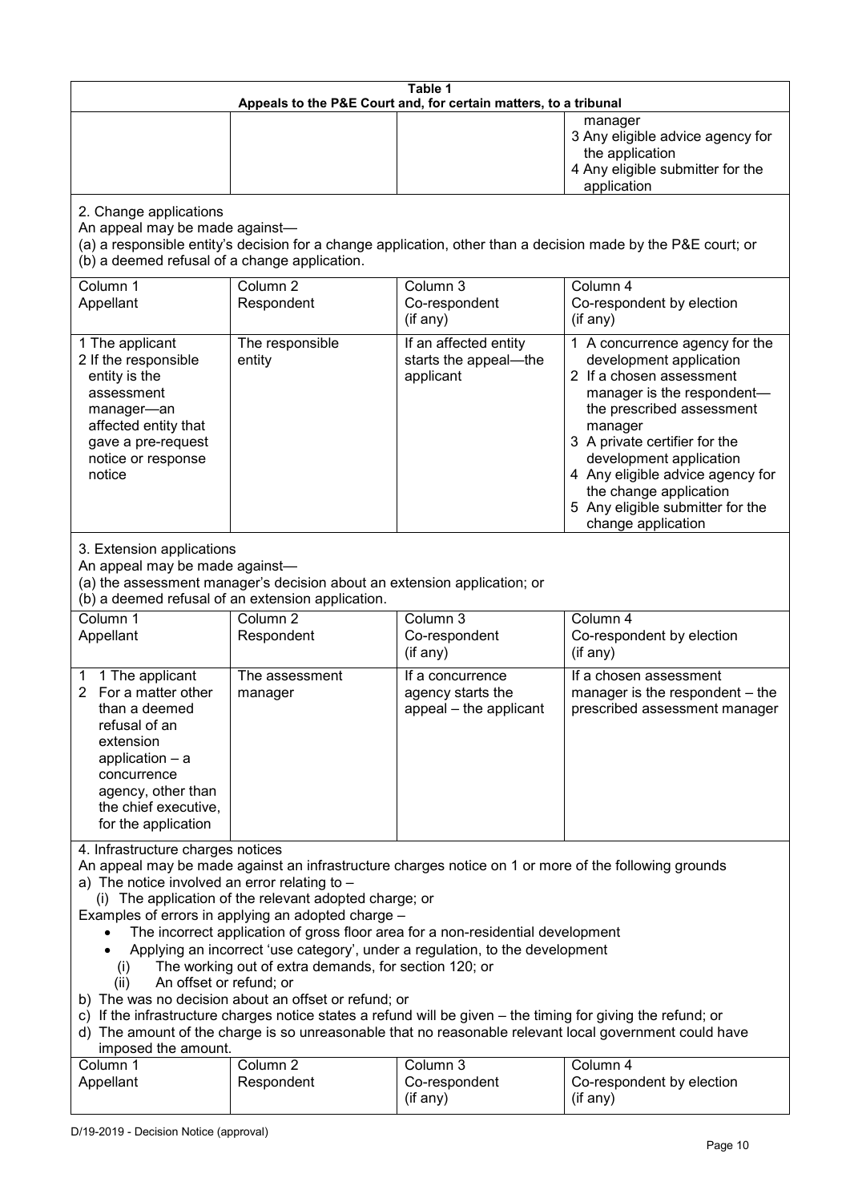**Table 1**
**Appeals to the P&E Court and, for certain matters, to a tribunal**

| | | | |
|---|---|---|---|
| | | | manager<br>3 Any eligible advice agency for the application<br>4 Any eligible submitter for the application |

2. Change applications
An appeal may be made against—
(a) a responsible entity's decision for a change application, other than a decision made by the P&E court; or
(b) a deemed refusal of a change application.

| Column 1<br>Appellant | Column 2<br>Respondent | Column 3<br>Co-respondent<br>(if any) | Column 4<br>Co-respondent by election<br>(if any) |
|---|---|---|---|
| 1 The applicant<br>2 If the responsible entity is the assessment manager—an affected entity that gave a pre-request notice or response notice | The responsible entity | If an affected entity starts the appeal—the applicant | 1 A concurrence agency for the development application<br>2 If a chosen assessment manager is the respondent—the prescribed assessment manager<br>3 A private certifier for the development application<br>4 Any eligible advice agency for the change application<br>5 Any eligible submitter for the change application |

3. Extension applications
An appeal may be made against—
(a) the assessment manager's decision about an extension application; or
(b) a deemed refusal of an extension application.

| Column 1<br>Appellant | Column 2<br>Respondent | Column 3<br>Co-respondent<br>(if any) | Column 4<br>Co-respondent by election<br>(if any) |
|---|---|---|---|
| 1 1 The applicant<br>2 For a matter other than a deemed refusal of an extension application – a concurrence agency, other than the chief executive, for the application | The assessment manager | If a concurrence agency starts the appeal – the applicant | If a chosen assessment manager is the respondent – the prescribed assessment manager |

4. Infrastructure charges notices
An appeal may be made against an infrastructure charges notice on 1 or more of the following grounds
a) The notice involved an error relating to –
  (i) The application of the relevant adopted charge; or
Examples of errors in applying an adopted charge –
- The incorrect application of gross floor area for a non-residential development
- Applying an incorrect 'use category', under a regulation, to the development
  (i) The working out of extra demands, for section 120; or
  (ii) An offset or refund; or
b) The was no decision about an offset or refund; or
c) If the infrastructure charges notice states a refund will be given – the timing for giving the refund; or
d) The amount of the charge is so unreasonable that no reasonable relevant local government could have imposed the amount.

| Column 1<br>Appellant | Column 2<br>Respondent | Column 3<br>Co-respondent<br>(if any) | Column 4<br>Co-respondent by election<br>(if any) |
|---|---|---|---|

D/19-2019 - Decision Notice (approval)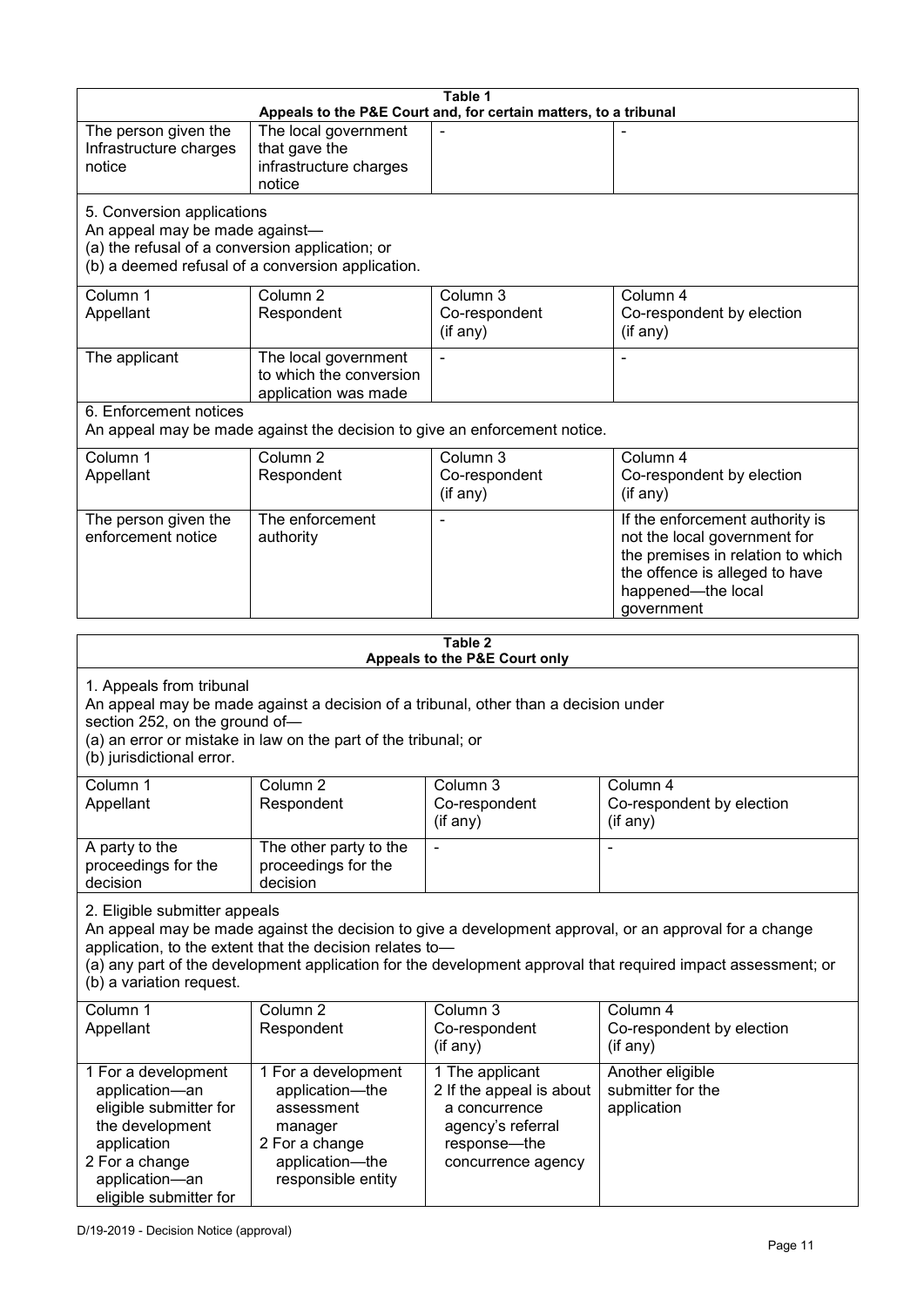**Table 1**
**Appeals to the P&E Court and, for certain matters, to a tribunal**

| | | | |
|---|---|---|---|
| The person given the Infrastructure charges notice | The local government that gave the infrastructure charges notice | - | - |

5. Conversion applications

An appeal may be made against—
(a) the refusal of a conversion application; or
(b) a deemed refusal of a conversion application.

| Column 1<br>Appellant | Column 2<br>Respondent | Column 3<br>Co-respondent<br>(if any) | Column 4<br>Co-respondent by election<br>(if any) |
|---|---|---|---|
| The applicant | The local government to which the conversion application was made | - | - |

6. Enforcement notices

An appeal may be made against the decision to give an enforcement notice.

| Column 1<br>Appellant | Column 2<br>Respondent | Column 3<br>Co-respondent<br>(if any) | Column 4<br>Co-respondent by election<br>(if any) |
|---|---|---|---|
| The person given the enforcement notice | The enforcement authority | - | If the enforcement authority is not the local government for the premises in relation to which the offence is alleged to have happened—the local government |

**Table 2**
**Appeals to the P&E Court only**

1. Appeals from tribunal

An appeal may be made against a decision of a tribunal, other than a decision under section 252, on the ground of—
(a) an error or mistake in law on the part of the tribunal; or
(b) jurisdictional error.

| Column 1<br>Appellant | Column 2<br>Respondent | Column 3<br>Co-respondent<br>(if any) | Column 4<br>Co-respondent by election<br>(if any) |
|---|---|---|---|
| A party to the proceedings for the decision | The other party to the proceedings for the decision | - | - |

2. Eligible submitter appeals

An appeal may be made against the decision to give a development approval, or an approval for a change application, to the extent that the decision relates to—
(a) any part of the development application for the development approval that required impact assessment; or
(b) a variation request.

| Column 1<br>Appellant | Column 2<br>Respondent | Column 3<br>Co-respondent<br>(if any) | Column 4<br>Co-respondent by election<br>(if any) |
|---|---|---|---|
| 1 For a development application—an eligible submitter for the development application<br>2 For a change application—an eligible submitter for | 1 For a development application—the assessment manager<br>2 For a change application—the responsible entity | 1 The applicant<br>2 If the appeal is about a concurrence agency's referral response—the concurrence agency | Another eligible submitter for the application |

D/19-2019 - Decision Notice (approval)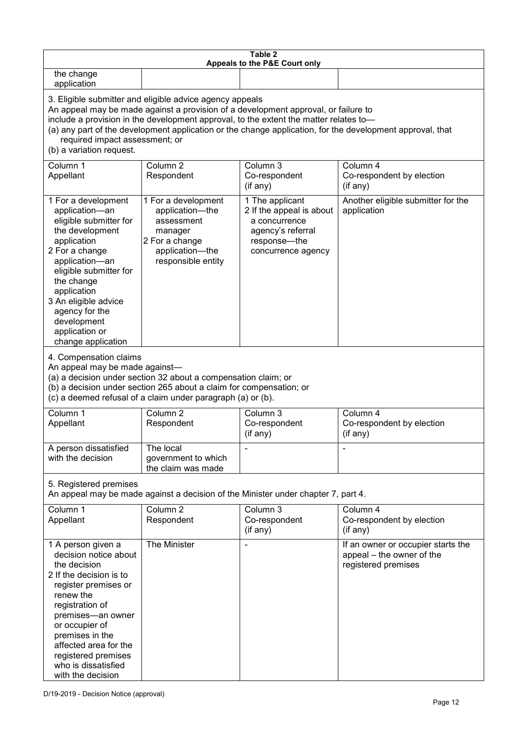| Table 2 Appeals to the P&E Court only | | | |
|---|---|---|---|
| the change application | | | |

3. Eligible submitter and eligible advice agency appeals

An appeal may be made against a provision of a development approval, or failure to include a provision in the development approval, to the extent the matter relates to—

(a) any part of the development application or the change application, for the development approval, that required impact assessment; or

(b) a variation request.

| Column 1 Appellant | Column 2 Respondent | Column 3 Co-respondent (if any) | Column 4 Co-respondent by election (if any) |
|---|---|---|---|
| 1 For a development application—an eligible submitter for the development application<br>2 For a change application—an eligible submitter for the change application<br>3 An eligible advice agency for the development application or change application | 1 For a development application—the assessment manager<br>2 For a change application—the responsible entity | 1 The applicant<br>2 If the appeal is about a concurrence agency's referral response—the concurrence agency | Another eligible submitter for the application |

4. Compensation claims

An appeal may be made against—

(a) a decision under section 32 about a compensation claim; or

(b) a decision under section 265 about a claim for compensation; or

(c) a deemed refusal of a claim under paragraph (a) or (b).

| Column 1 Appellant | Column 2 Respondent | Column 3 Co-respondent (if any) | Column 4 Co-respondent by election (if any) |
|---|---|---|---|
| A person dissatisfied with the decision | The local government to which the claim was made | - | - |

5. Registered premises

An appeal may be made against a decision of the Minister under chapter 7, part 4.

| Column 1 Appellant | Column 2 Respondent | Column 3 Co-respondent (if any) | Column 4 Co-respondent by election (if any) |
|---|---|---|---|
| 1 A person given a decision notice about the decision<br>2 If the decision is to register premises or renew the registration of premises—an owner or occupier of premises in the affected area for the registered premises who is dissatisfied with the decision | The Minister | - | If an owner or occupier starts the appeal – the owner of the registered premises |

D/19-2019 - Decision Notice (approval)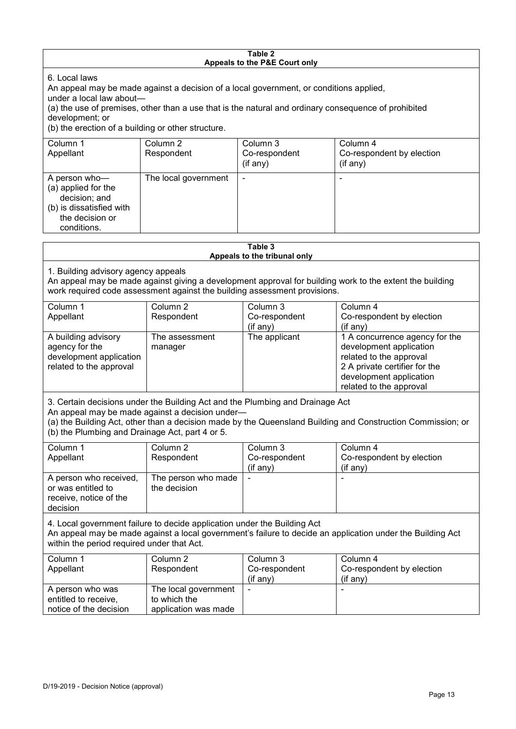**Table 2**
**Appeals to the P&E Court only**

6. Local laws
An appeal may be made against a decision of a local government, or conditions applied, under a local law about—
(a) the use of premises, other than a use that is the natural and ordinary consequence of prohibited development; or
(b) the erection of a building or other structure.

| Column 1<br>Appellant | Column 2<br>Respondent | Column 3<br>Co-respondent<br>(if any) | Column 4<br>Co-respondent by election<br>(if any) |
|---|---|---|---|
| A person who—<br>(a) applied for the decision; and<br>(b) is dissatisfied with the decision or conditions. | The local government | - | - |

**Table 3**
**Appeals to the tribunal only**

1. Building advisory agency appeals
An appeal may be made against giving a development approval for building work to the extent the building work required code assessment against the building assessment provisions.

| Column 1<br>Appellant | Column 2<br>Respondent | Column 3<br>Co-respondent<br>(if any) | Column 4<br>Co-respondent by election<br>(if any) |
|---|---|---|---|
| A building advisory agency for the development application related to the approval | The assessment manager | The applicant | 1 A concurrence agency for the development application related to the approval<br>2 A private certifier for the development application related to the approval |

3. Certain decisions under the Building Act and the Plumbing and Drainage Act
An appeal may be made against a decision under—
(a) the Building Act, other than a decision made by the Queensland Building and Construction Commission; or
(b) the Plumbing and Drainage Act, part 4 or 5.

| Column 1<br>Appellant | Column 2<br>Respondent | Column 3<br>Co-respondent<br>(if any) | Column 4<br>Co-respondent by election<br>(if any) |
|---|---|---|---|
| A person who received, or was entitled to receive, notice of the decision | The person who made the decision | - | - |

4. Local government failure to decide application under the Building Act
An appeal may be made against a local government's failure to decide an application under the Building Act within the period required under that Act.

| Column 1<br>Appellant | Column 2<br>Respondent | Column 3<br>Co-respondent<br>(if any) | Column 4<br>Co-respondent by election<br>(if any) |
|---|---|---|---|
| A person who was entitled to receive, notice of the decision | The local government to which the application was made | - | - |

D/19-2019 - Decision Notice (approval)